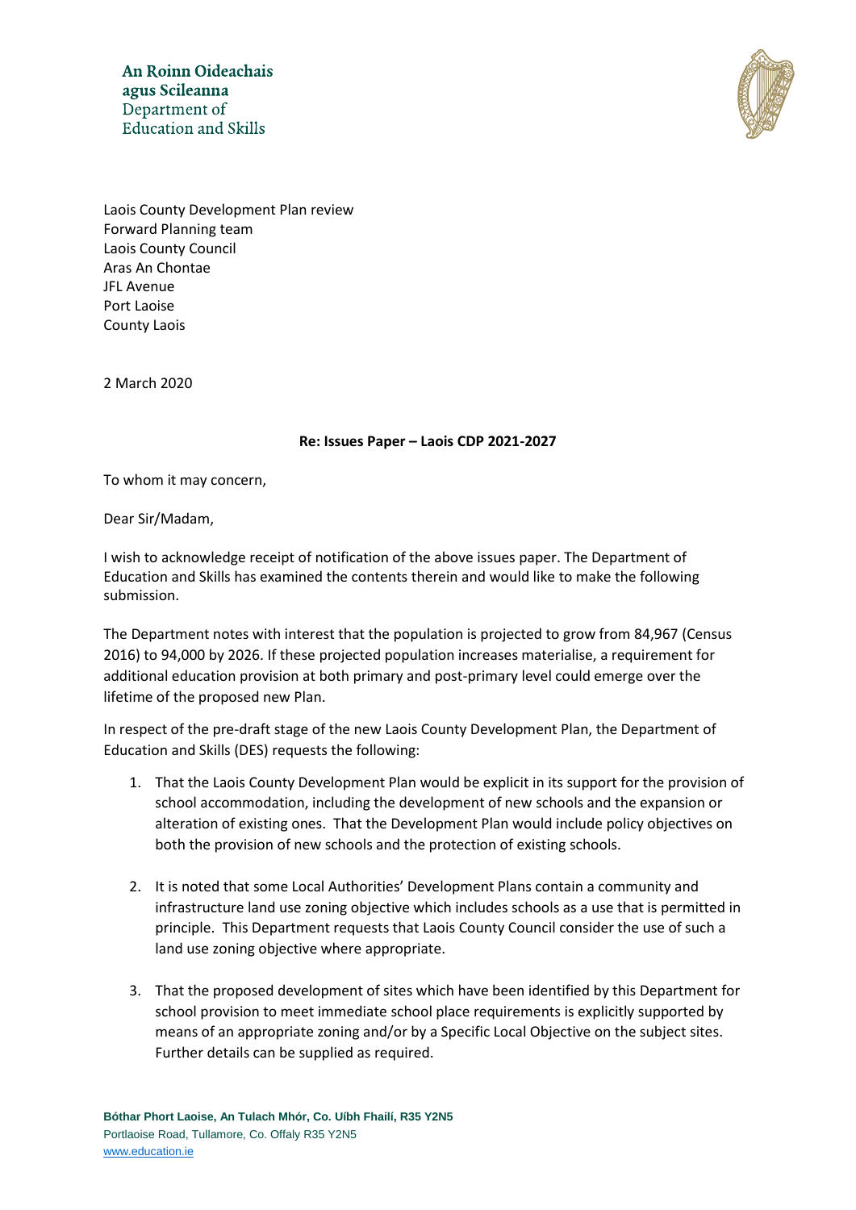An Roinn Oideachais
agus Scileanna
Department of
Education and Skills

Laois County Development Plan review
Forward Planning team
Laois County Council
Aras An Chontae
JFL Avenue
Port Laoise
County Laois

2 March 2020

**Re: Issues Paper – Laois CDP 2021-2027**

To whom it may concern,

Dear Sir/Madam,

I wish to acknowledge receipt of notification of the above issues paper. The Department of Education and Skills has examined the contents therein and would like to make the following submission.

The Department notes with interest that the population is projected to grow from 84,967 (Census 2016) to 94,000 by 2026. If these projected population increases materialise, a requirement for additional education provision at both primary and post-primary level could emerge over the lifetime of the proposed new Plan.

In respect of the pre-draft stage of the new Laois County Development Plan, the Department of Education and Skills (DES) requests the following:

1. That the Laois County Development Plan would be explicit in its support for the provision of school accommodation, including the development of new schools and the expansion or alteration of existing ones. That the Development Plan would include policy objectives on both the provision of new schools and the protection of existing schools.

2. It is noted that some Local Authorities' Development Plans contain a community and infrastructure land use zoning objective which includes schools as a use that is permitted in principle. This Department requests that Laois County Council consider the use of such a land use zoning objective where appropriate.

3. That the proposed development of sites which have been identified by this Department for school provision to meet immediate school place requirements is explicitly supported by means of an appropriate zoning and/or by a Specific Local Objective on the subject sites. Further details can be supplied as required.

**Bóthar Phort Laoise, An Tulach Mhór, Co. Uíbh Fhailí, R35 Y2N5**
Portlaoise Road, Tullamore, Co. Offaly R35 Y2N5
www.education.ie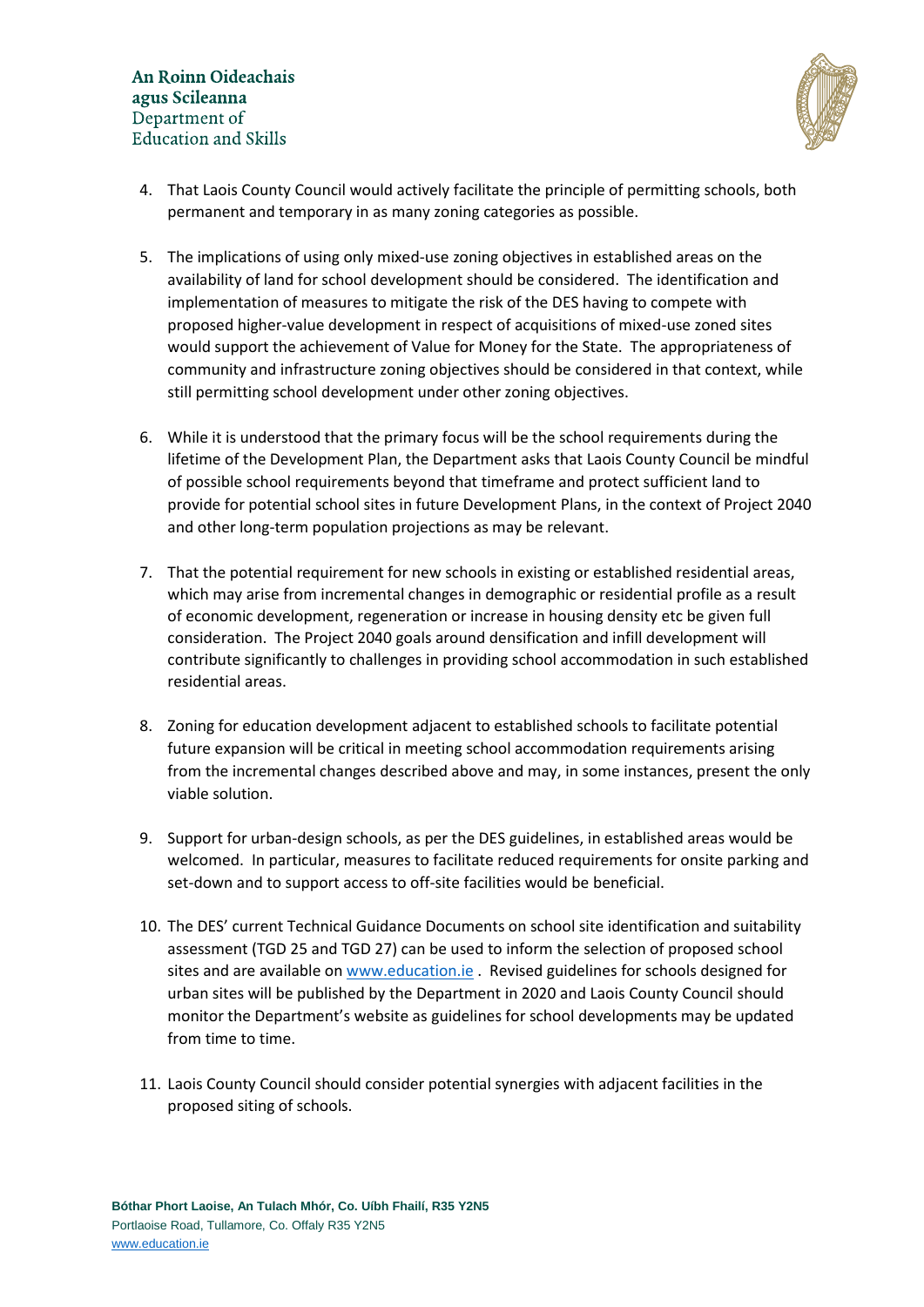4. That Laois County Council would actively facilitate the principle of permitting schools, both permanent and temporary in as many zoning categories as possible.

5. The implications of using only mixed-use zoning objectives in established areas on the availability of land for school development should be considered. The identification and implementation of measures to mitigate the risk of the DES having to compete with proposed higher-value development in respect of acquisitions of mixed-use zoned sites would support the achievement of Value for Money for the State. The appropriateness of community and infrastructure zoning objectives should be considered in that context, while still permitting school development under other zoning objectives.

6. While it is understood that the primary focus will be the school requirements during the lifetime of the Development Plan, the Department asks that Laois County Council be mindful of possible school requirements beyond that timeframe and protect sufficient land to provide for potential school sites in future Development Plans, in the context of Project 2040 and other long-term population projections as may be relevant.

7. That the potential requirement for new schools in existing or established residential areas, which may arise from incremental changes in demographic or residential profile as a result of economic development, regeneration or increase in housing density etc be given full consideration. The Project 2040 goals around densification and infill development will contribute significantly to challenges in providing school accommodation in such established residential areas.

8. Zoning for education development adjacent to established schools to facilitate potential future expansion will be critical in meeting school accommodation requirements arising from the incremental changes described above and may, in some instances, present the only viable solution.

9. Support for urban-design schools, as per the DES guidelines, in established areas would be welcomed. In particular, measures to facilitate reduced requirements for onsite parking and set-down and to support access to off-site facilities would be beneficial.

10. The DES' current Technical Guidance Documents on school site identification and suitability assessment (TGD 25 and TGD 27) can be used to inform the selection of proposed school sites and are available on www.education.ie . Revised guidelines for schools designed for urban sites will be published by the Department in 2020 and Laois County Council should monitor the Department's website as guidelines for school developments may be updated from time to time.

11. Laois County Council should consider potential synergies with adjacent facilities in the proposed siting of schools.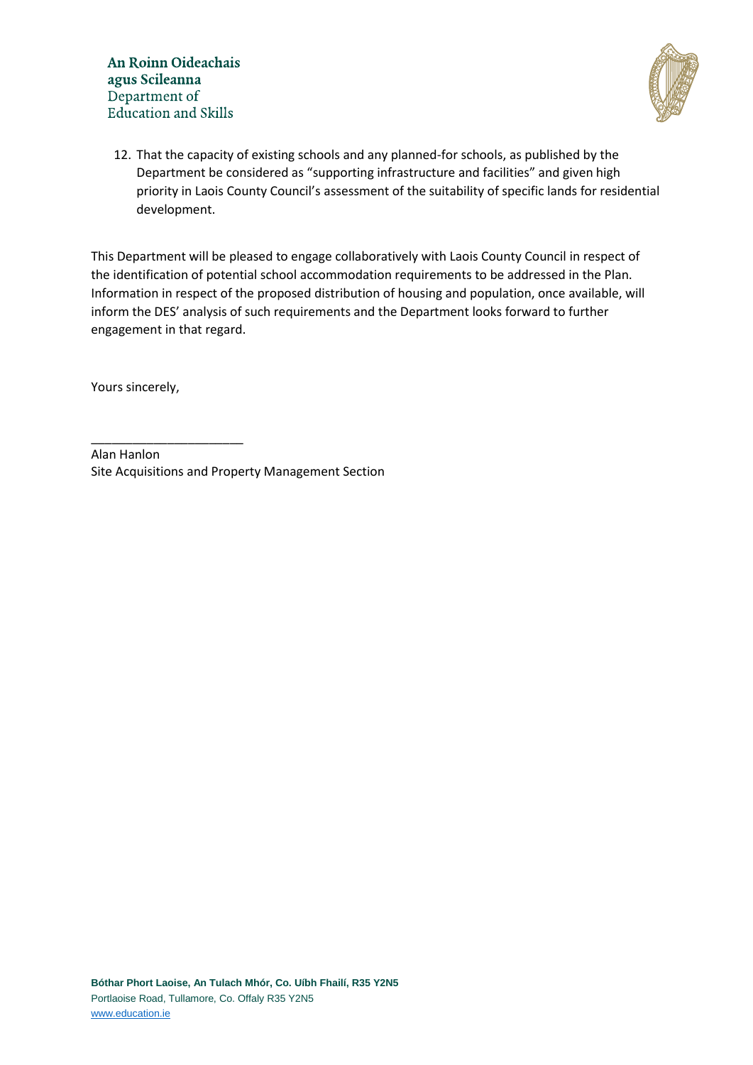12. That the capacity of existing schools and any planned-for schools, as published by the Department be considered as "supporting infrastructure and facilities" and given high priority in Laois County Council's assessment of the suitability of specific lands for residential development.

This Department will be pleased to engage collaboratively with Laois County Council in respect of the identification of potential school accommodation requirements to be addressed in the Plan. Information in respect of the proposed distribution of housing and population, once available, will inform the DES' analysis of such requirements and the Department looks forward to further engagement in that regard.

Yours sincerely,

______________________

Alan Hanlon
Site Acquisitions and Property Management Section